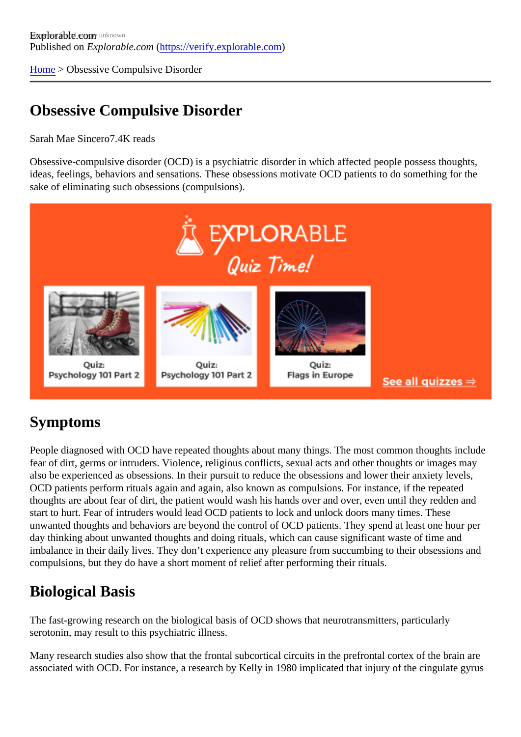Explorable.com
Published on *Explorable.com* (https://verify.explorable.com)

Home > Obsessive Compulsive Disorder

# Obsessive Compulsive Disorder

Sarah Mae Sincero7.4K reads

Obsessive-compulsive disorder (OCD) is a psychiatric disorder in which affected people possess thoughts, ideas, feelings, behaviors and sensations. These obsessions motivate OCD patients to do something for the sake of eliminating such obsessions (compulsions).

## Symptoms

People diagnosed with OCD have repeated thoughts about many things. The most common thoughts include fear of dirt, germs or intruders. Violence, religious conflicts, sexual acts and other thoughts or images may also be experienced as obsessions. In their pursuit to reduce the obsessions and lower their anxiety levels, OCD patients perform rituals again and again, also known as compulsions. For instance, if the repeated thoughts are about fear of dirt, the patient would wash his hands over and over, even until they redden and start to hurt. Fear of intruders would lead OCD patients to lock and unlock doors many times. These unwanted thoughts and behaviors are beyond the control of OCD patients. They spend at least one hour per day thinking about unwanted thoughts and doing rituals, which can cause significant waste of time and imbalance in their daily lives. They don't experience any pleasure from succumbing to their obsessions and compulsions, but they do have a short moment of relief after performing their rituals.

## Biological Basis

The fast-growing research on the biological basis of OCD shows that neurotransmitters, particularly serotonin, may result to this psychiatric illness.

Many research studies also show that the frontal subcortical circuits in the prefrontal cortex of the brain are associated with OCD. For instance, a research by Kelly in 1980 implicated that injury of the cingulate gyrus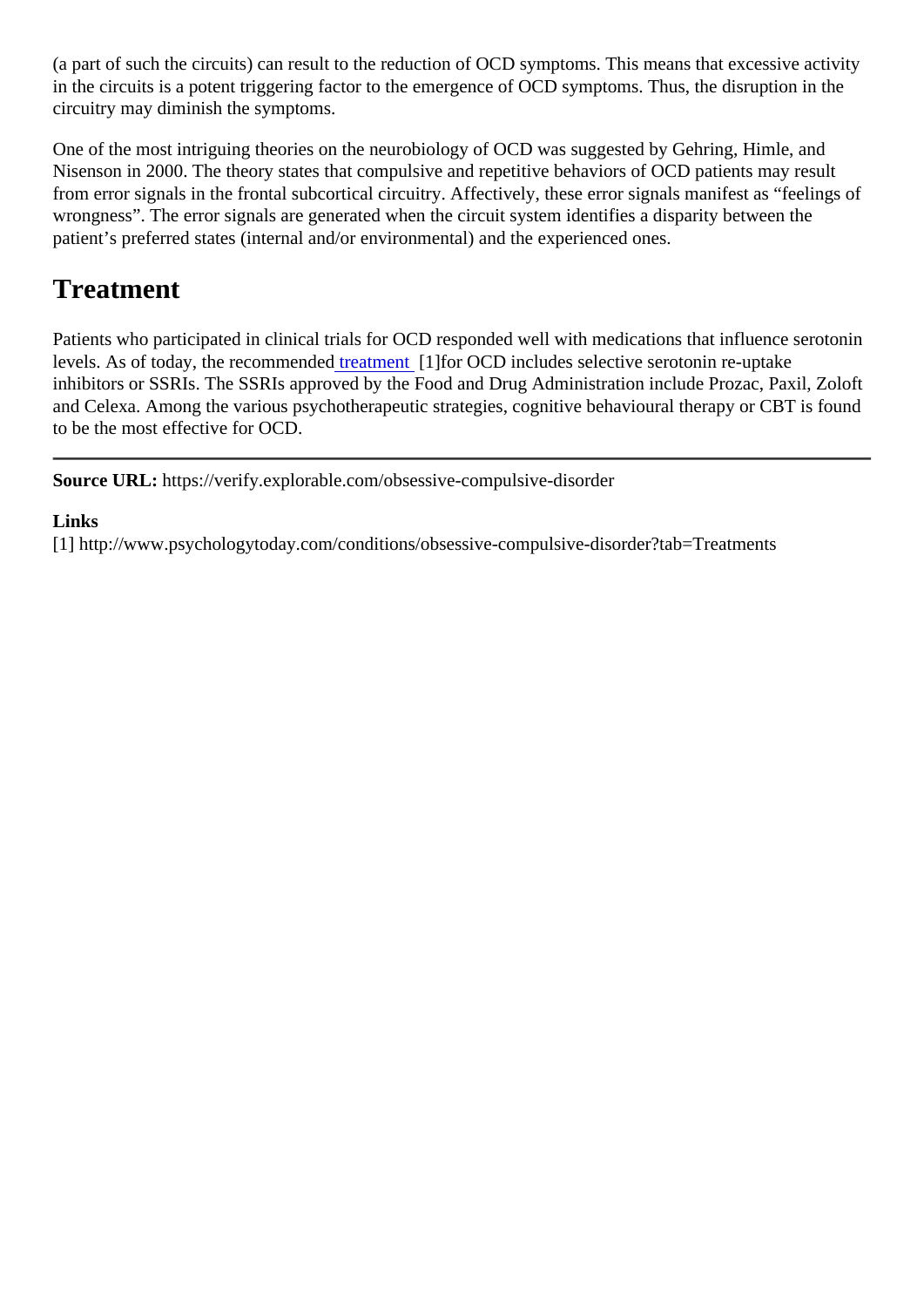(a part of such the circuits) can result to the reduction of OCD symptoms. This means that excessive activity in the circuits is a potent triggering factor to the emergence of OCD symptoms. Thus, the disruption in the circuitry may diminish the symptoms.

One of the most intriguing theories on the neurobiology of OCD was suggested by Gehring, Himle, and Nisenson in 2000. The theory states that compulsive and repetitive behaviors of OCD patients may result from error signals in the frontal subcortical circuitry. Affectively, these error signals manifest as "feelings of wrongness". The error signals are generated when the circuit system identifies a disparity between the patient's preferred states (internal and/or environmental) and the experienced ones.

## Treatment

Patients who participated in clinical trials for OCD responded well with medications that influence serotonin levels. As of today, the recommended treatment [1]for OCD includes selective serotonin re-uptake inhibitors or SSRIs. The SSRIs approved by the Food and Drug Administration include Prozac, Paxil, Zoloft and Celexa. Among the various psychotherapeutic strategies, cognitive behavioural therapy or CBT is found to be the most effective for OCD.

---

**Source URL:** https://verify.explorable.com/obsessive-compulsive-disorder

**Links**
[1] http://www.psychologytoday.com/conditions/obsessive-compulsive-disorder?tab=Treatments